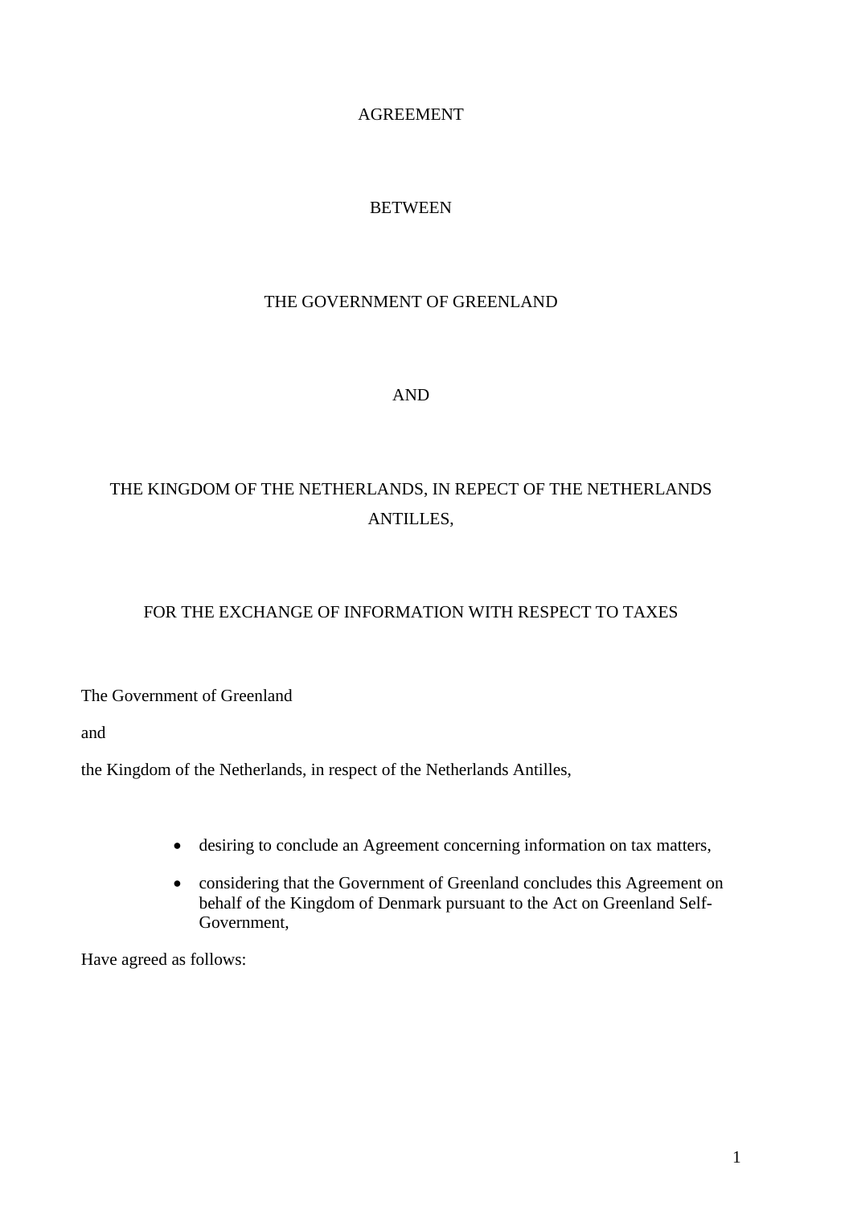# AGREEMENT

# BETWEEN

# THE GOVERNMENT OF GREENLAND

# AND

# THE KINGDOM OF THE NETHERLANDS, IN REPECT OF THE NETHERLANDS ANTILLES,

# FOR THE EXCHANGE OF INFORMATION WITH RESPECT TO TAXES

The Government of Greenland

and

the Kingdom of the Netherlands, in respect of the Netherlands Antilles,

- desiring to conclude an Agreement concerning information on tax matters,
- considering that the Government of Greenland concludes this Agreement on behalf of the Kingdom of Denmark pursuant to the Act on Greenland Self-Government,

Have agreed as follows: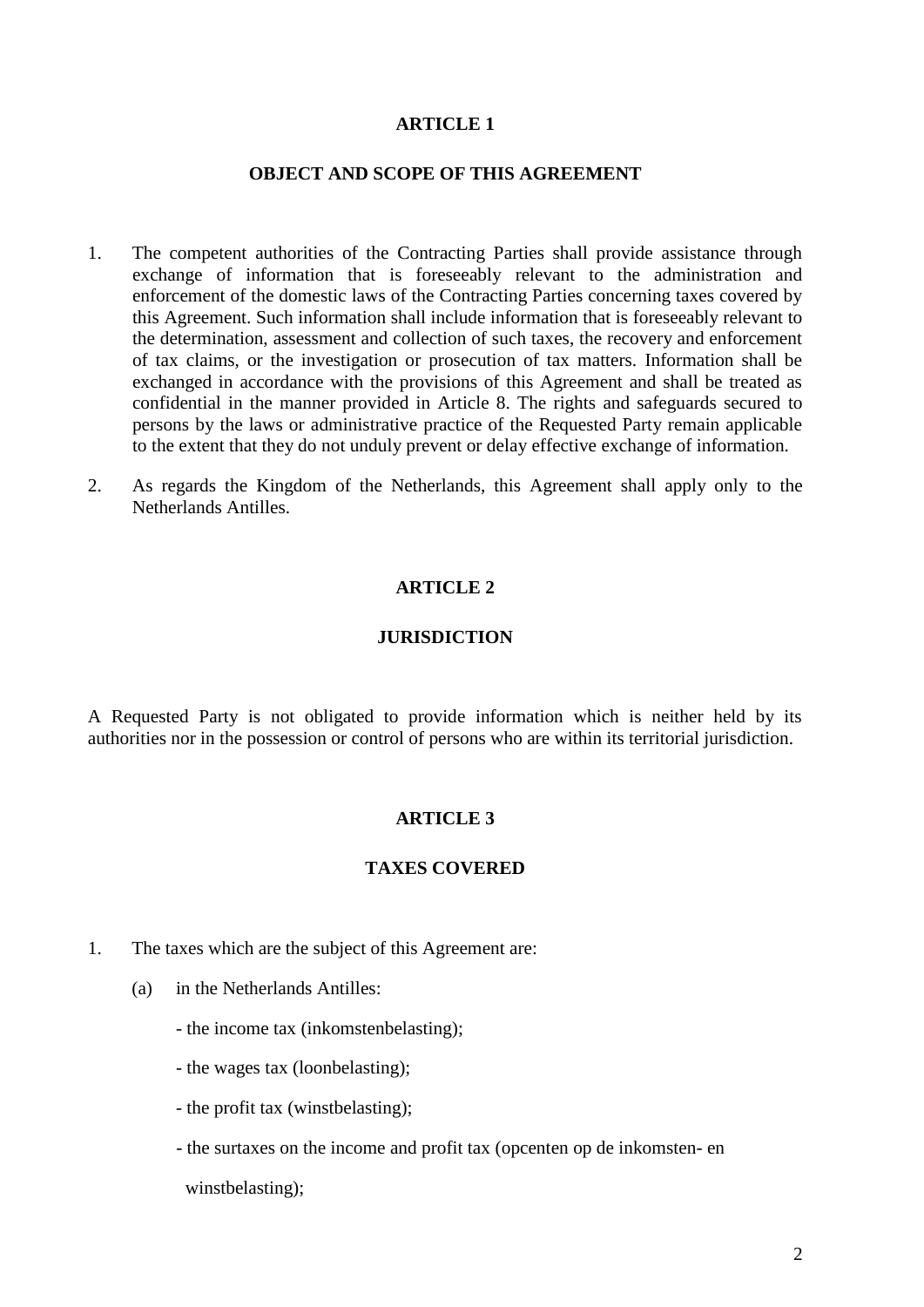## ARTICLE 1

## OBJECT AND SCOPE OF THIS AGREEMENT

1. The competent authorities of the Contracting Parties shall provide assistance through exchange of information that is foreseeably relevant to the administration and enforcement of the domestic laws of the Contracting Parties concerning taxes covered by this Agreement. Such information shall include information that is foreseeably relevant to the determination, assessment and collection of such taxes, the recovery and enforcement of tax claims, or the investigation or prosecution of tax matters. Information shall be exchanged in accordance with the provisions of this Agreement and shall be treated as confidential in the manner provided in Article 8. The rights and safeguards secured to persons by the laws or administrative practice of the Requested Party remain applicable to the extent that they do not unduly prevent or delay effective exchange of information.

2. As regards the Kingdom of the Netherlands, this Agreement shall apply only to the Netherlands Antilles.

## ARTICLE 2

## JURISDICTION

A Requested Party is not obligated to provide information which is neither held by its authorities nor in the possession or control of persons who are within its territorial jurisdiction.

## ARTICLE 3

## TAXES COVERED

1. The taxes which are the subject of this Agreement are:

   (a) in the Netherlands Antilles:

   - the income tax (inkomstenbelasting);
   - the wages tax (loonbelasting);
   - the profit tax (winstbelasting);
   - the surtaxes on the income and profit tax (opcenten op de inkomsten- en winstbelasting);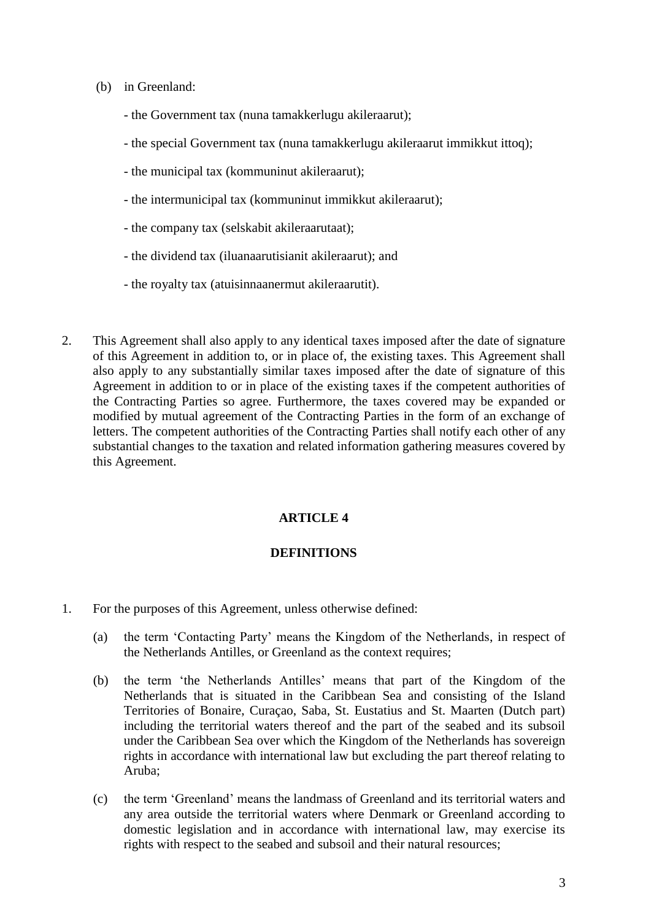(b) in Greenland:

- the Government tax (nuna tamakkerlugu akileraarut);
- the special Government tax (nuna tamakkerlugu akileraarut immikkut ittoq);
- the municipal tax (kommuninut akileraarut);
- the intermunicipal tax (kommuninut immikkut akileraarut);
- the company tax (selskabit akileraarutaat);
- the dividend tax (iluanaarutisianit akileraarut); and
- the royalty tax (atuisinnaanermut akileraarutit).

2. This Agreement shall also apply to any identical taxes imposed after the date of signature of this Agreement in addition to, or in place of, the existing taxes. This Agreement shall also apply to any substantially similar taxes imposed after the date of signature of this Agreement in addition to or in place of the existing taxes if the competent authorities of the Contracting Parties so agree. Furthermore, the taxes covered may be expanded or modified by mutual agreement of the Contracting Parties in the form of an exchange of letters. The competent authorities of the Contracting Parties shall notify each other of any substantial changes to the taxation and related information gathering measures covered by this Agreement.

## ARTICLE 4

## DEFINITIONS

1. For the purposes of this Agreement, unless otherwise defined:

   (a) the term 'Contacting Party' means the Kingdom of the Netherlands, in respect of the Netherlands Antilles, or Greenland as the context requires;

   (b) the term 'the Netherlands Antilles' means that part of the Kingdom of the Netherlands that is situated in the Caribbean Sea and consisting of the Island Territories of Bonaire, Curaçao, Saba, St. Eustatius and St. Maarten (Dutch part) including the territorial waters thereof and the part of the seabed and its subsoil under the Caribbean Sea over which the Kingdom of the Netherlands has sovereign rights in accordance with international law but excluding the part thereof relating to Aruba;

   (c) the term 'Greenland' means the landmass of Greenland and its territorial waters and any area outside the territorial waters where Denmark or Greenland according to domestic legislation and in accordance with international law, may exercise its rights with respect to the seabed and subsoil and their natural resources;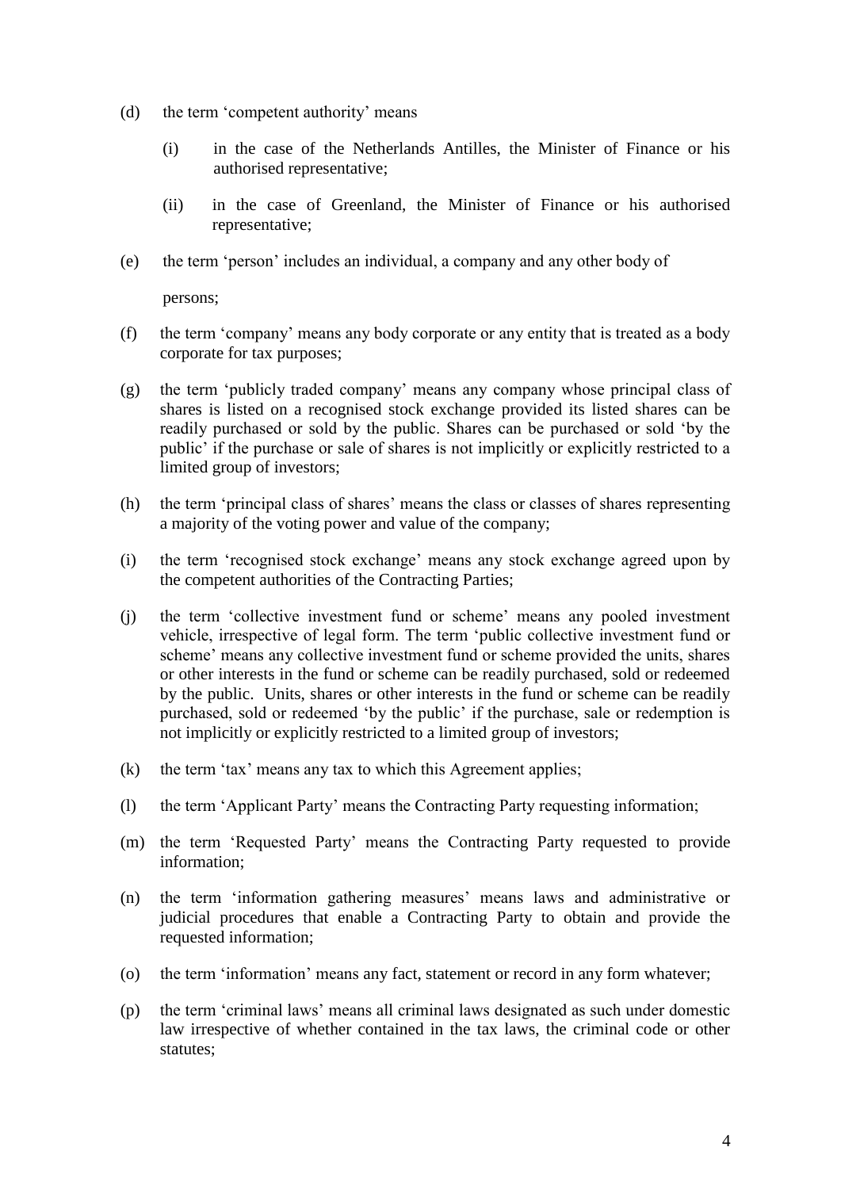(d) the term 'competent authority' means

   (i) in the case of the Netherlands Antilles, the Minister of Finance or his authorised representative;

   (ii) in the case of Greenland, the Minister of Finance or his authorised representative;

(e) the term 'person' includes an individual, a company and any other body of persons;

(f) the term 'company' means any body corporate or any entity that is treated as a body corporate for tax purposes;

(g) the term 'publicly traded company' means any company whose principal class of shares is listed on a recognised stock exchange provided its listed shares can be readily purchased or sold by the public. Shares can be purchased or sold 'by the public' if the purchase or sale of shares is not implicitly or explicitly restricted to a limited group of investors;

(h) the term 'principal class of shares' means the class or classes of shares representing a majority of the voting power and value of the company;

(i) the term 'recognised stock exchange' means any stock exchange agreed upon by the competent authorities of the Contracting Parties;

(j) the term 'collective investment fund or scheme' means any pooled investment vehicle, irrespective of legal form. The term 'public collective investment fund or scheme' means any collective investment fund or scheme provided the units, shares or other interests in the fund or scheme can be readily purchased, sold or redeemed by the public. Units, shares or other interests in the fund or scheme can be readily purchased, sold or redeemed 'by the public' if the purchase, sale or redemption is not implicitly or explicitly restricted to a limited group of investors;

(k) the term 'tax' means any tax to which this Agreement applies;

(l) the term 'Applicant Party' means the Contracting Party requesting information;

(m) the term 'Requested Party' means the Contracting Party requested to provide information;

(n) the term 'information gathering measures' means laws and administrative or judicial procedures that enable a Contracting Party to obtain and provide the requested information;

(o) the term 'information' means any fact, statement or record in any form whatever;

(p) the term 'criminal laws' means all criminal laws designated as such under domestic law irrespective of whether contained in the tax laws, the criminal code or other statutes;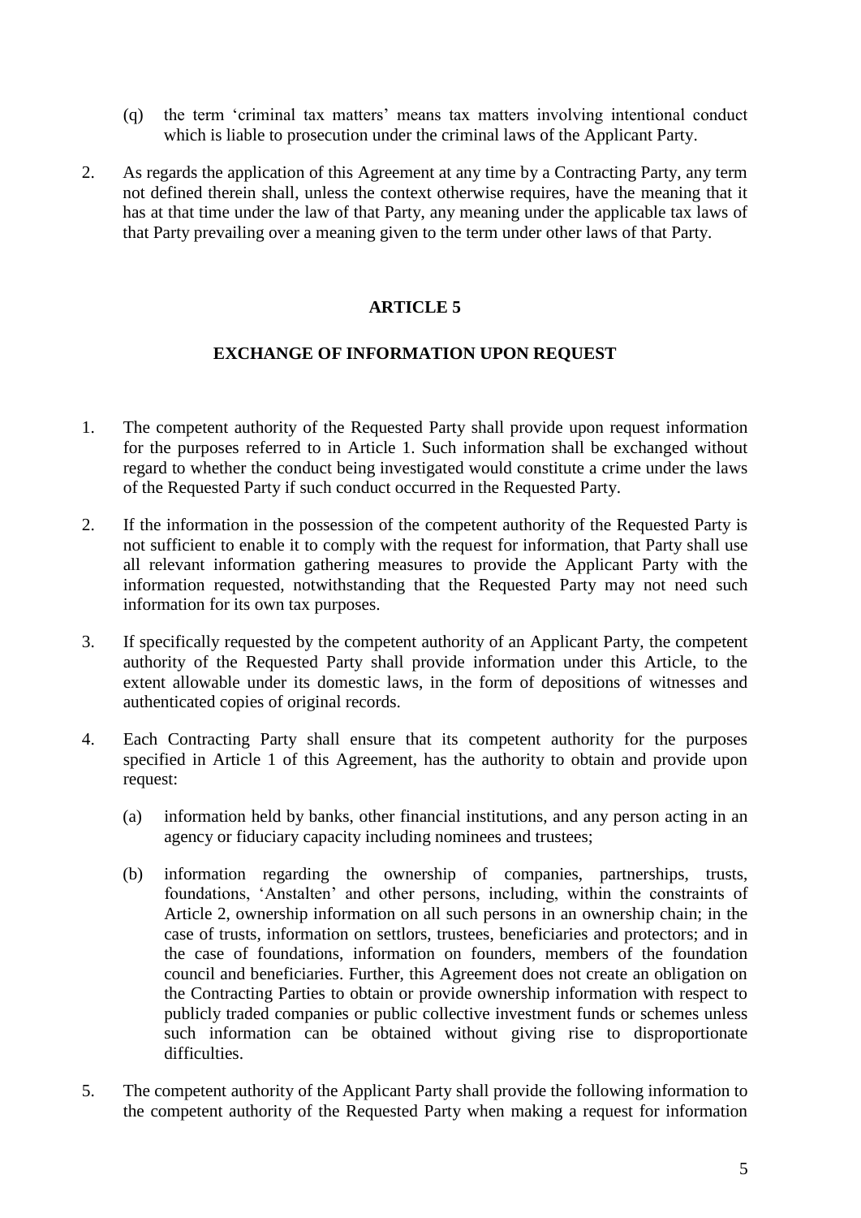(q) the term 'criminal tax matters' means tax matters involving intentional conduct which is liable to prosecution under the criminal laws of the Applicant Party.

2. As regards the application of this Agreement at any time by a Contracting Party, any term not defined therein shall, unless the context otherwise requires, have the meaning that it has at that time under the law of that Party, any meaning under the applicable tax laws of that Party prevailing over a meaning given to the term under other laws of that Party.

## ARTICLE 5

## EXCHANGE OF INFORMATION UPON REQUEST

1. The competent authority of the Requested Party shall provide upon request information for the purposes referred to in Article 1. Such information shall be exchanged without regard to whether the conduct being investigated would constitute a crime under the laws of the Requested Party if such conduct occurred in the Requested Party.

2. If the information in the possession of the competent authority of the Requested Party is not sufficient to enable it to comply with the request for information, that Party shall use all relevant information gathering measures to provide the Applicant Party with the information requested, notwithstanding that the Requested Party may not need such information for its own tax purposes.

3. If specifically requested by the competent authority of an Applicant Party, the competent authority of the Requested Party shall provide information under this Article, to the extent allowable under its domestic laws, in the form of depositions of witnesses and authenticated copies of original records.

4. Each Contracting Party shall ensure that its competent authority for the purposes specified in Article 1 of this Agreement, has the authority to obtain and provide upon request:

   (a) information held by banks, other financial institutions, and any person acting in an agency or fiduciary capacity including nominees and trustees;

   (b) information regarding the ownership of companies, partnerships, trusts, foundations, 'Anstalten' and other persons, including, within the constraints of Article 2, ownership information on all such persons in an ownership chain; in the case of trusts, information on settlors, trustees, beneficiaries and protectors; and in the case of foundations, information on founders, members of the foundation council and beneficiaries. Further, this Agreement does not create an obligation on the Contracting Parties to obtain or provide ownership information with respect to publicly traded companies or public collective investment funds or schemes unless such information can be obtained without giving rise to disproportionate difficulties.

5. The competent authority of the Applicant Party shall provide the following information to the competent authority of the Requested Party when making a request for information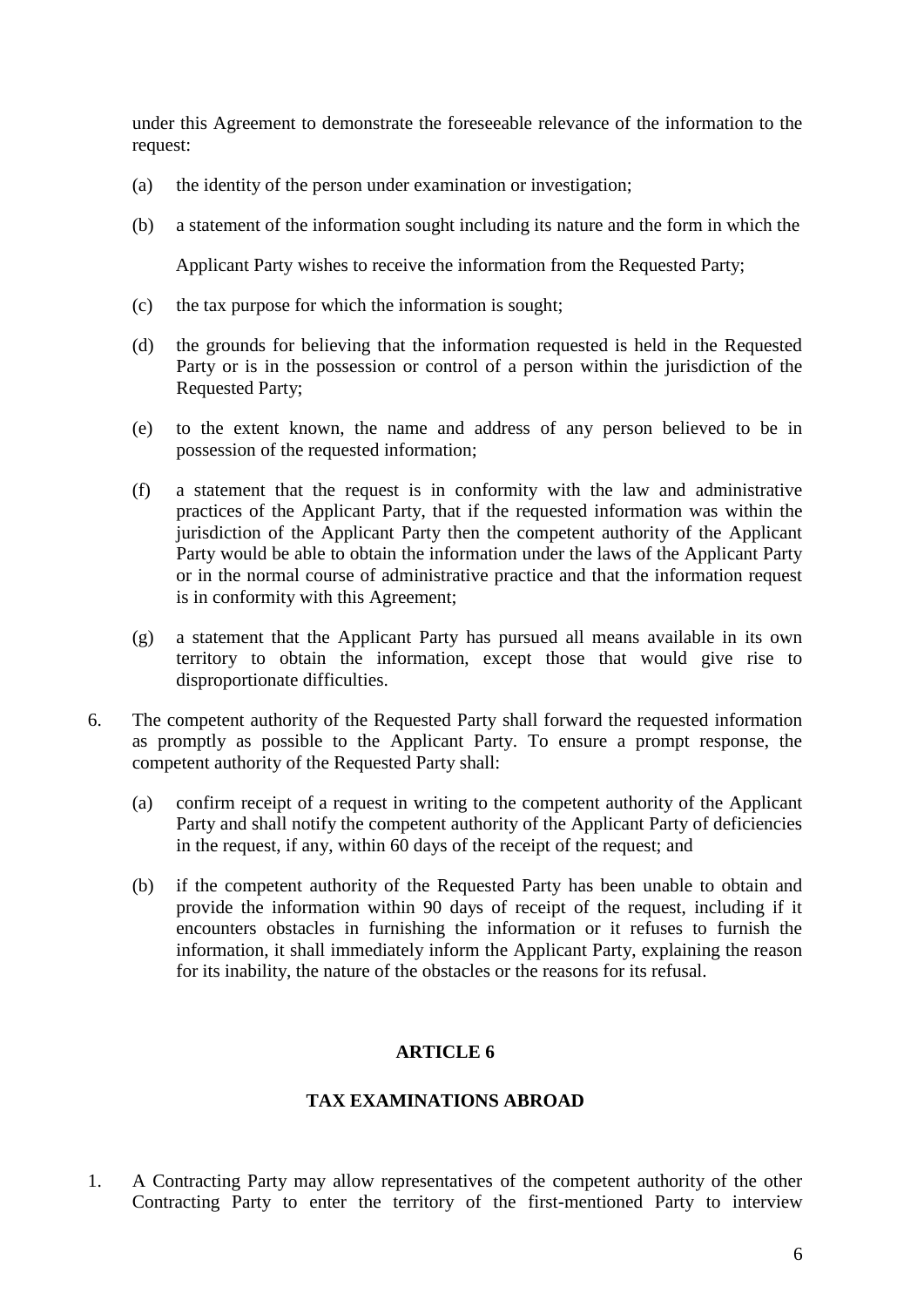under this Agreement to demonstrate the foreseeable relevance of the information to the request:

(a) the identity of the person under examination or investigation;

(b) a statement of the information sought including its nature and the form in which the Applicant Party wishes to receive the information from the Requested Party;

(c) the tax purpose for which the information is sought;

(d) the grounds for believing that the information requested is held in the Requested Party or is in the possession or control of a person within the jurisdiction of the Requested Party;

(e) to the extent known, the name and address of any person believed to be in possession of the requested information;

(f) a statement that the request is in conformity with the law and administrative practices of the Applicant Party, that if the requested information was within the jurisdiction of the Applicant Party then the competent authority of the Applicant Party would be able to obtain the information under the laws of the Applicant Party or in the normal course of administrative practice and that the information request is in conformity with this Agreement;

(g) a statement that the Applicant Party has pursued all means available in its own territory to obtain the information, except those that would give rise to disproportionate difficulties.

6. The competent authority of the Requested Party shall forward the requested information as promptly as possible to the Applicant Party. To ensure a prompt response, the competent authority of the Requested Party shall:

   (a) confirm receipt of a request in writing to the competent authority of the Applicant Party and shall notify the competent authority of the Applicant Party of deficiencies in the request, if any, within 60 days of the receipt of the request; and

   (b) if the competent authority of the Requested Party has been unable to obtain and provide the information within 90 days of receipt of the request, including if it encounters obstacles in furnishing the information or it refuses to furnish the information, it shall immediately inform the Applicant Party, explaining the reason for its inability, the nature of the obstacles or the reasons for its refusal.

## ARTICLE 6

## TAX EXAMINATIONS ABROAD

1. A Contracting Party may allow representatives of the competent authority of the other Contracting Party to enter the territory of the first-mentioned Party to interview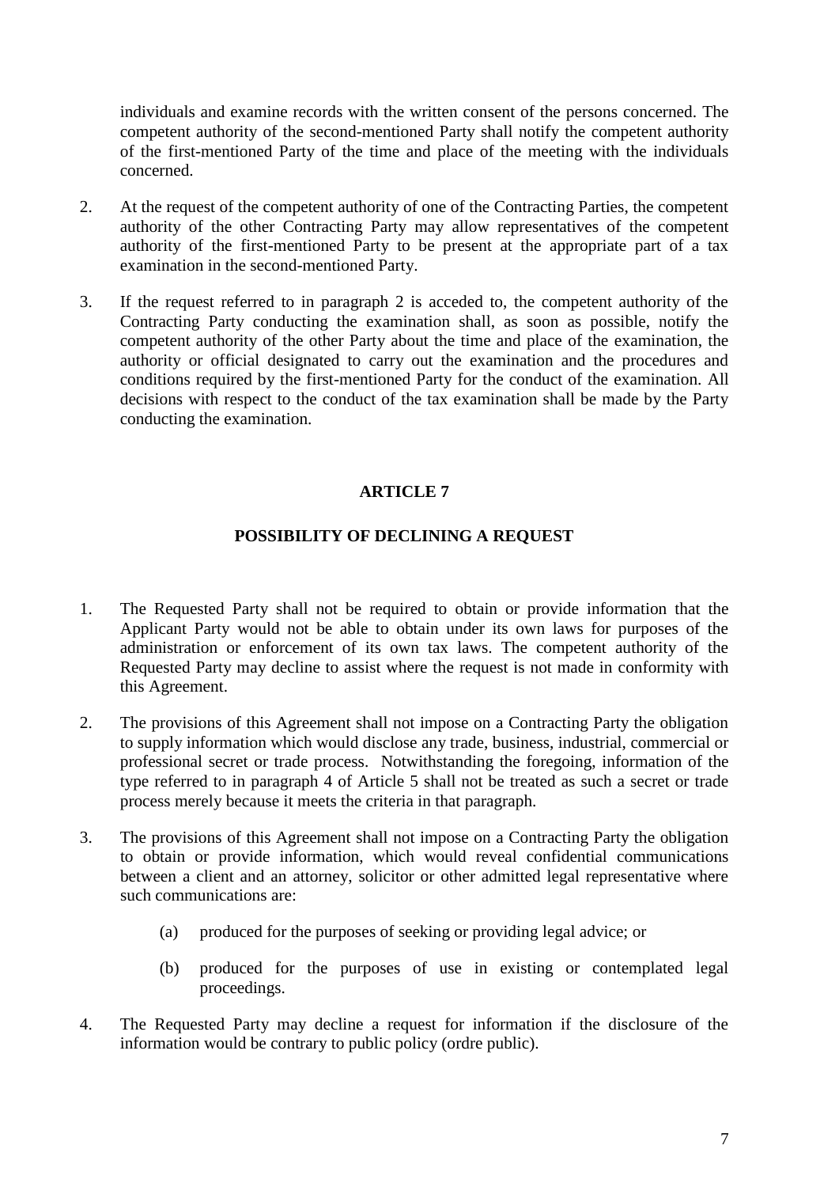individuals and examine records with the written consent of the persons concerned. The competent authority of the second-mentioned Party shall notify the competent authority of the first-mentioned Party of the time and place of the meeting with the individuals concerned.

2. At the request of the competent authority of one of the Contracting Parties, the competent authority of the other Contracting Party may allow representatives of the competent authority of the first-mentioned Party to be present at the appropriate part of a tax examination in the second-mentioned Party.

3. If the request referred to in paragraph 2 is acceded to, the competent authority of the Contracting Party conducting the examination shall, as soon as possible, notify the competent authority of the other Party about the time and place of the examination, the authority or official designated to carry out the examination and the procedures and conditions required by the first-mentioned Party for the conduct of the examination. All decisions with respect to the conduct of the tax examination shall be made by the Party conducting the examination.

## ARTICLE 7

## POSSIBILITY OF DECLINING A REQUEST

1. The Requested Party shall not be required to obtain or provide information that the Applicant Party would not be able to obtain under its own laws for purposes of the administration or enforcement of its own tax laws. The competent authority of the Requested Party may decline to assist where the request is not made in conformity with this Agreement.

2. The provisions of this Agreement shall not impose on a Contracting Party the obligation to supply information which would disclose any trade, business, industrial, commercial or professional secret or trade process. Notwithstanding the foregoing, information of the type referred to in paragraph 4 of Article 5 shall not be treated as such a secret or trade process merely because it meets the criteria in that paragraph.

3. The provisions of this Agreement shall not impose on a Contracting Party the obligation to obtain or provide information, which would reveal confidential communications between a client and an attorney, solicitor or other admitted legal representative where such communications are:

   (a) produced for the purposes of seeking or providing legal advice; or

   (b) produced for the purposes of use in existing or contemplated legal proceedings.

4. The Requested Party may decline a request for information if the disclosure of the information would be contrary to public policy (ordre public).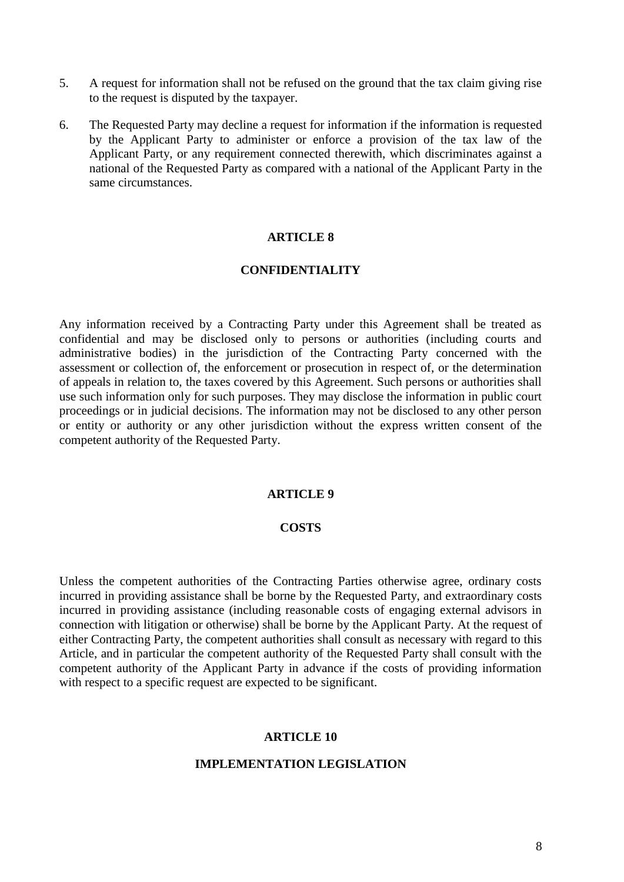5. A request for information shall not be refused on the ground that the tax claim giving rise to the request is disputed by the taxpayer.

6. The Requested Party may decline a request for information if the information is requested by the Applicant Party to administer or enforce a provision of the tax law of the Applicant Party, or any requirement connected therewith, which discriminates against a national of the Requested Party as compared with a national of the Applicant Party in the same circumstances.

## ARTICLE 8

## CONFIDENTIALITY

Any information received by a Contracting Party under this Agreement shall be treated as confidential and may be disclosed only to persons or authorities (including courts and administrative bodies) in the jurisdiction of the Contracting Party concerned with the assessment or collection of, the enforcement or prosecution in respect of, or the determination of appeals in relation to, the taxes covered by this Agreement. Such persons or authorities shall use such information only for such purposes. They may disclose the information in public court proceedings or in judicial decisions. The information may not be disclosed to any other person or entity or authority or any other jurisdiction without the express written consent of the competent authority of the Requested Party.

## ARTICLE 9

## COSTS

Unless the competent authorities of the Contracting Parties otherwise agree, ordinary costs incurred in providing assistance shall be borne by the Requested Party, and extraordinary costs incurred in providing assistance (including reasonable costs of engaging external advisors in connection with litigation or otherwise) shall be borne by the Applicant Party. At the request of either Contracting Party, the competent authorities shall consult as necessary with regard to this Article, and in particular the competent authority of the Requested Party shall consult with the competent authority of the Applicant Party in advance if the costs of providing information with respect to a specific request are expected to be significant.

## ARTICLE 10

## IMPLEMENTATION LEGISLATION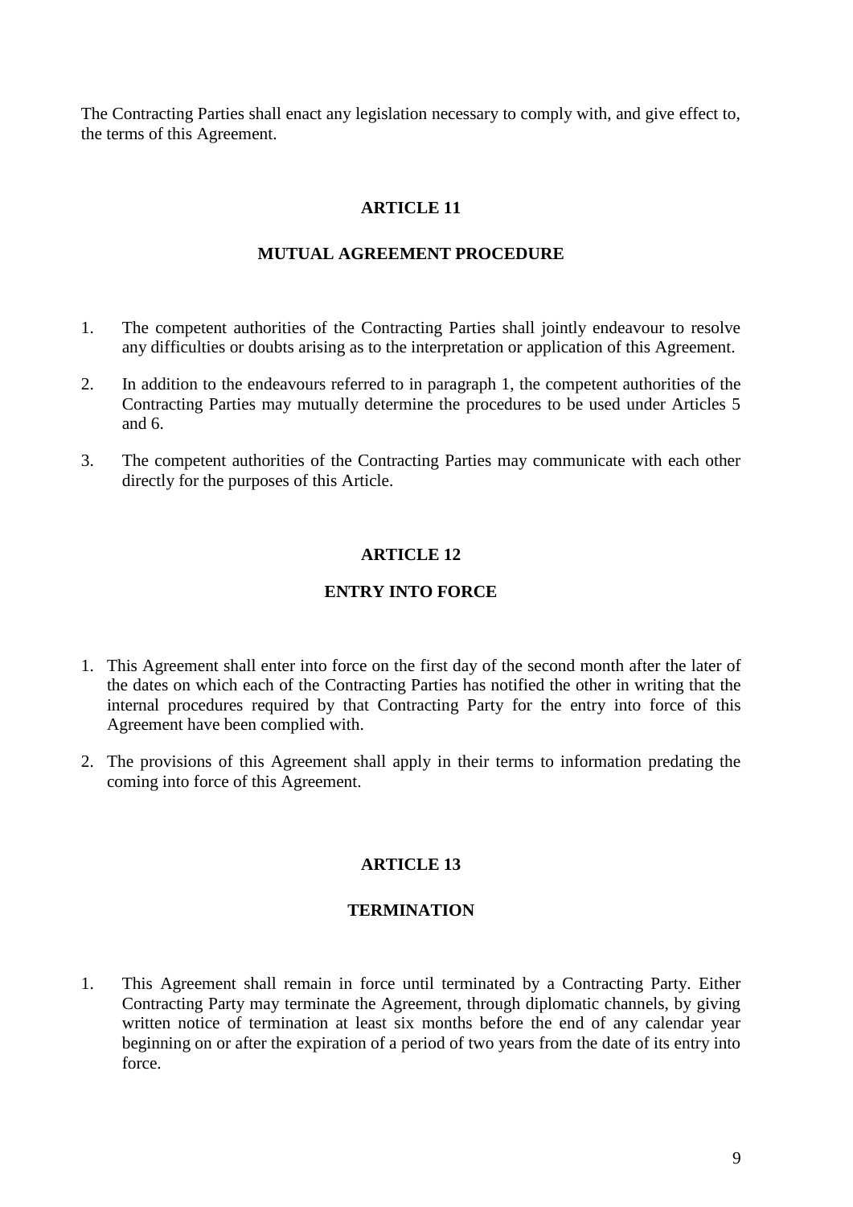The Contracting Parties shall enact any legislation necessary to comply with, and give effect to, the terms of this Agreement.

## ARTICLE 11

## MUTUAL AGREEMENT PROCEDURE

1. The competent authorities of the Contracting Parties shall jointly endeavour to resolve any difficulties or doubts arising as to the interpretation or application of this Agreement.

2. In addition to the endeavours referred to in paragraph 1, the competent authorities of the Contracting Parties may mutually determine the procedures to be used under Articles 5 and 6.

3. The competent authorities of the Contracting Parties may communicate with each other directly for the purposes of this Article.

## ARTICLE 12

## ENTRY INTO FORCE

1. This Agreement shall enter into force on the first day of the second month after the later of the dates on which each of the Contracting Parties has notified the other in writing that the internal procedures required by that Contracting Party for the entry into force of this Agreement have been complied with.

2. The provisions of this Agreement shall apply in their terms to information predating the coming into force of this Agreement.

## ARTICLE 13

## TERMINATION

1. This Agreement shall remain in force until terminated by a Contracting Party. Either Contracting Party may terminate the Agreement, through diplomatic channels, by giving written notice of termination at least six months before the end of any calendar year beginning on or after the expiration of a period of two years from the date of its entry into force.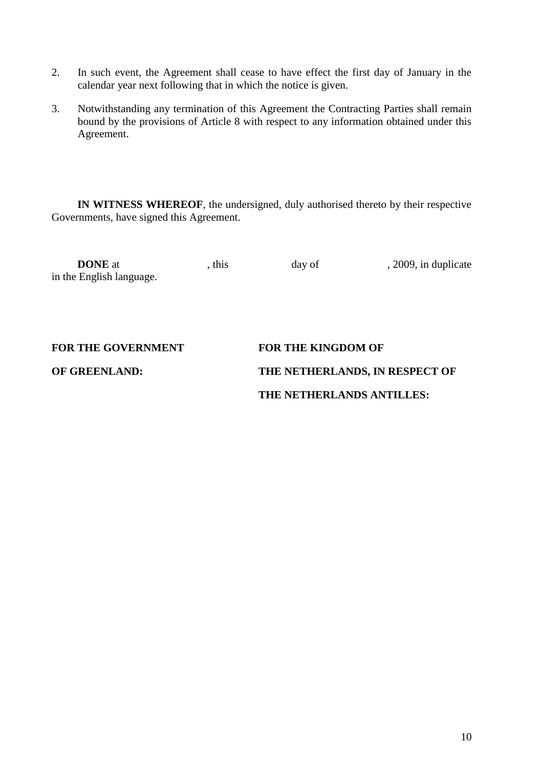2. In such event, the Agreement shall cease to have effect the first day of January in the calendar year next following that in which the notice is given.

3. Notwithstanding any termination of this Agreement the Contracting Parties shall remain bound by the provisions of Article 8 with respect to any information obtained under this Agreement.

**IN WITNESS WHEREOF**, the undersigned, duly authorised thereto by their respective Governments, have signed this Agreement.

**DONE** at , this day of , 2009, in duplicate in the English language.

| | |
|---|---|
| **FOR THE GOVERNMENT OF GREENLAND:** | **FOR THE KINGDOM OF THE NETHERLANDS, IN RESPECT OF THE NETHERLANDS ANTILLES:** |